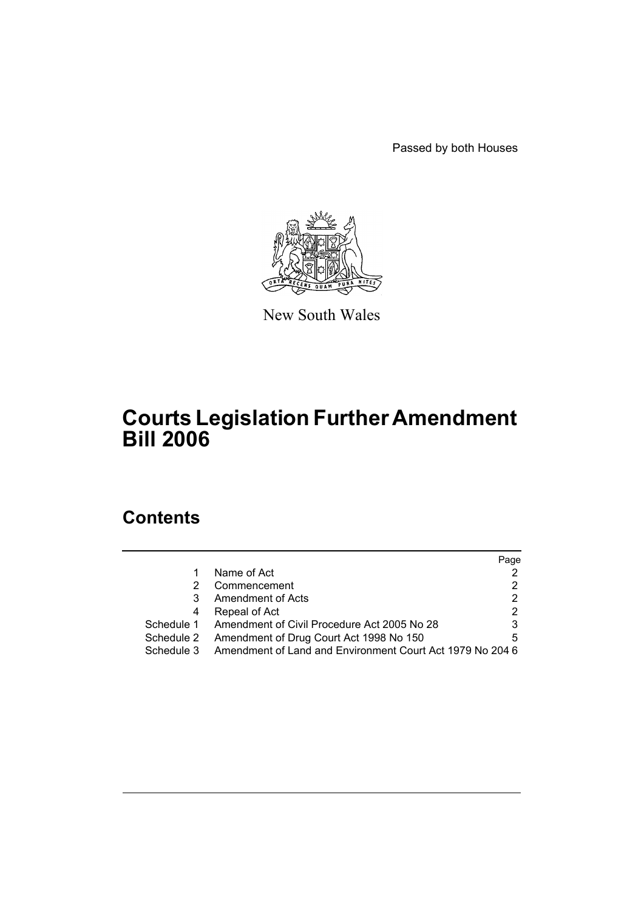Passed by both Houses

New South Wales

# Courts Legislation Further Amendment Bill 2006

## Contents

| | | Page |
|---|---|---|
| 1 | Name of Act | 2 |
| 2 | Commencement | 2 |
| 3 | Amendment of Acts | 2 |
| 4 | Repeal of Act | 2 |
| Schedule 1 | Amendment of Civil Procedure Act 2005 No 28 | 3 |
| Schedule 2 | Amendment of Drug Court Act 1998 No 150 | 5 |
| Schedule 3 | Amendment of Land and Environment Court Act 1979 No 204 | 6 |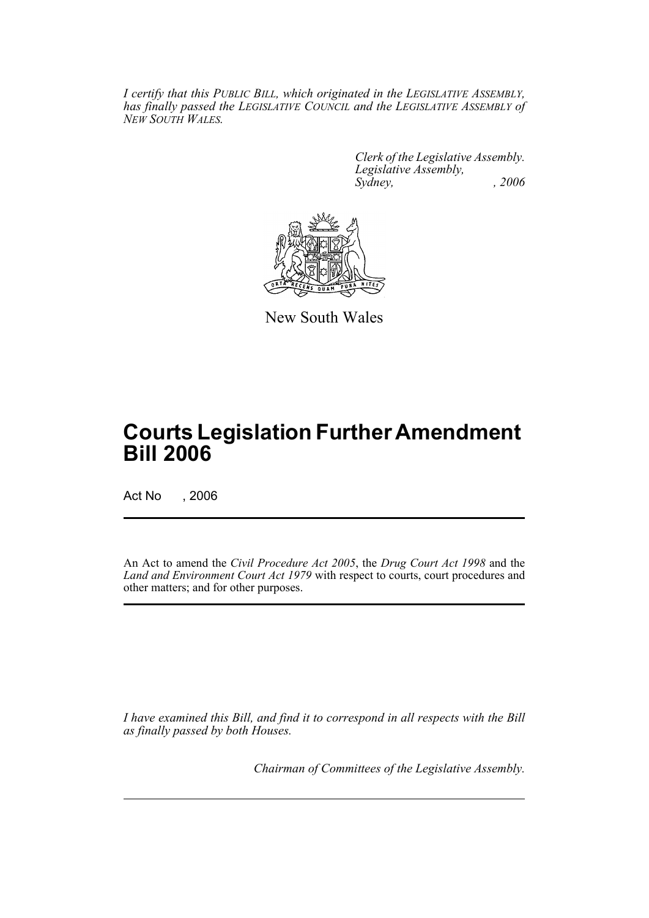*I certify that this PUBLIC BILL, which originated in the LEGISLATIVE ASSEMBLY, has finally passed the LEGISLATIVE COUNCIL and the LEGISLATIVE ASSEMBLY of NEW SOUTH WALES.*

*Clerk of the Legislative Assembly.*
*Legislative Assembly,*
*Sydney, , 2006*

New South Wales

# Courts Legislation Further Amendment Bill 2006

Act No , 2006

An Act to amend the *Civil Procedure Act 2005*, the *Drug Court Act 1998* and the *Land and Environment Court Act 1979* with respect to courts, court procedures and other matters; and for other purposes.

*I have examined this Bill, and find it to correspond in all respects with the Bill as finally passed by both Houses.*

*Chairman of Committees of the Legislative Assembly.*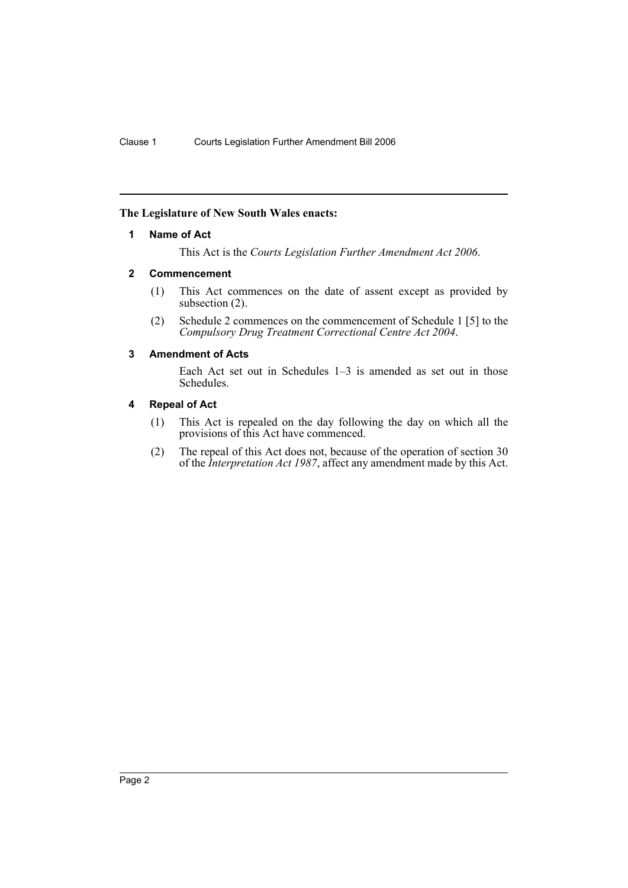**The Legislature of New South Wales enacts:**

## 1 Name of Act

This Act is the *Courts Legislation Further Amendment Act 2006*.

## 2 Commencement

(1) This Act commences on the date of assent except as provided by subsection (2).

(2) Schedule 2 commences on the commencement of Schedule 1 [5] to the *Compulsory Drug Treatment Correctional Centre Act 2004*.

## 3 Amendment of Acts

Each Act set out in Schedules 1–3 is amended as set out in those Schedules.

## 4 Repeal of Act

(1) This Act is repealed on the day following the day on which all the provisions of this Act have commenced.

(2) The repeal of this Act does not, because of the operation of section 30 of the *Interpretation Act 1987*, affect any amendment made by this Act.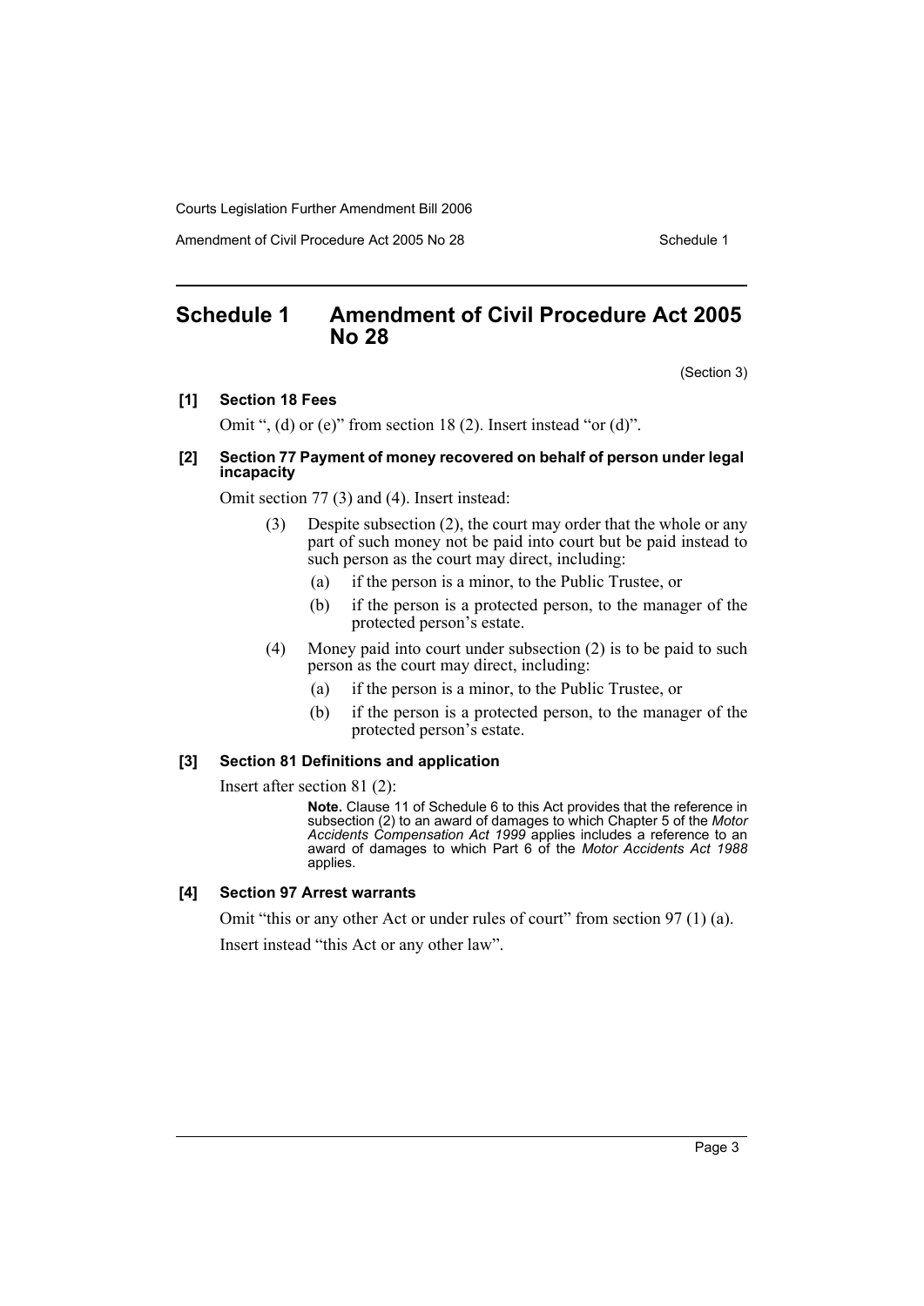## Schedule 1 Amendment of Civil Procedure Act 2005 No 28

(Section 3)

**[1] Section 18 Fees**

Omit ", (d) or (e)" from section 18 (2). Insert instead "or (d)".

**[2] Section 77 Payment of money recovered on behalf of person under legal incapacity**

Omit section 77 (3) and (4). Insert instead:

(3) Despite subsection (2), the court may order that the whole or any part of such money not be paid into court but be paid instead to such person as the court may direct, including:

(a) if the person is a minor, to the Public Trustee, or

(b) if the person is a protected person, to the manager of the protected person's estate.

(4) Money paid into court under subsection (2) is to be paid to such person as the court may direct, including:

(a) if the person is a minor, to the Public Trustee, or

(b) if the person is a protected person, to the manager of the protected person's estate.

**[3] Section 81 Definitions and application**

Insert after section 81 (2):

**Note.** Clause 11 of Schedule 6 to this Act provides that the reference in subsection (2) to an award of damages to which Chapter 5 of the *Motor Accidents Compensation Act 1999* applies includes a reference to an award of damages to which Part 6 of the *Motor Accidents Act 1988* applies.

**[4] Section 97 Arrest warrants**

Omit "this or any other Act or under rules of court" from section 97 (1) (a).

Insert instead "this Act or any other law".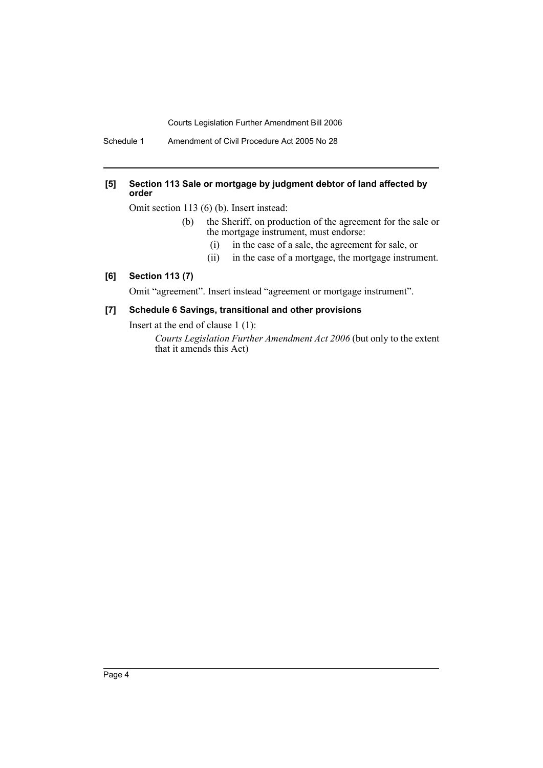### [5] Section 113 Sale or mortgage by judgment debtor of land affected by order

Omit section 113 (6) (b). Insert instead:

> (b) the Sheriff, on production of the agreement for the sale or the mortgage instrument, must endorse:
>
> > (i) in the case of a sale, the agreement for sale, or
> >
> > (ii) in the case of a mortgage, the mortgage instrument.

### [6] Section 113 (7)

Omit "agreement". Insert instead "agreement or mortgage instrument".

### [7] Schedule 6 Savings, transitional and other provisions

Insert at the end of clause 1 (1):

> *Courts Legislation Further Amendment Act 2006* (but only to the extent that it amends this Act)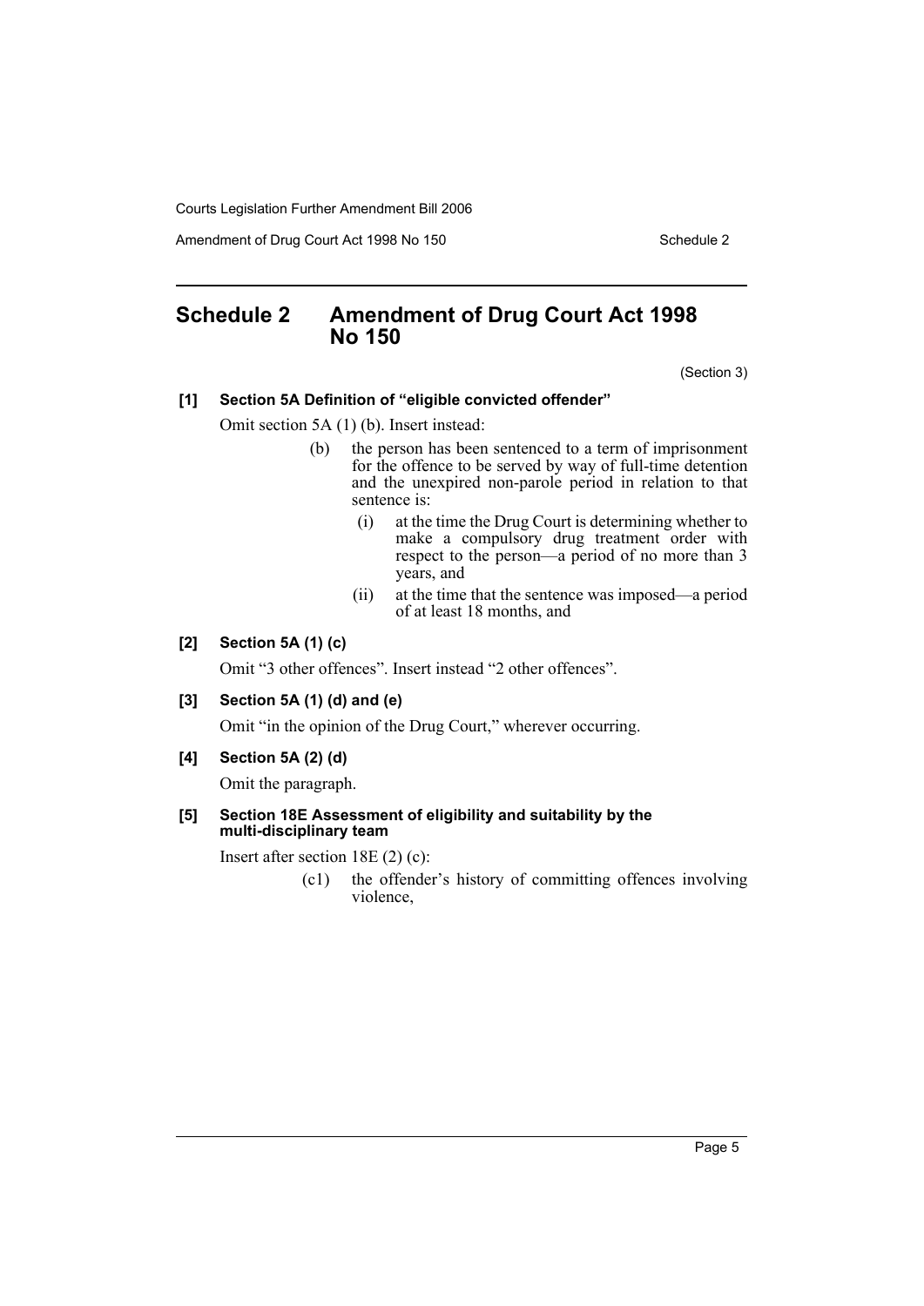## Schedule 2 Amendment of Drug Court Act 1998 No 150

(Section 3)

**[1] Section 5A Definition of "eligible convicted offender"**

Omit section 5A (1) (b). Insert instead:

> (b) the person has been sentenced to a term of imprisonment for the offence to be served by way of full-time detention and the unexpired non-parole period in relation to that sentence is:
>
> (i) at the time the Drug Court is determining whether to make a compulsory drug treatment order with respect to the person—a period of no more than 3 years, and
>
> (ii) at the time that the sentence was imposed—a period of at least 18 months, and

**[2] Section 5A (1) (c)**

Omit "3 other offences". Insert instead "2 other offences".

**[3] Section 5A (1) (d) and (e)**

Omit "in the opinion of the Drug Court," wherever occurring.

**[4] Section 5A (2) (d)**

Omit the paragraph.

**[5] Section 18E Assessment of eligibility and suitability by the multi-disciplinary team**

Insert after section 18E (2) (c):

> (c1) the offender's history of committing offences involving violence,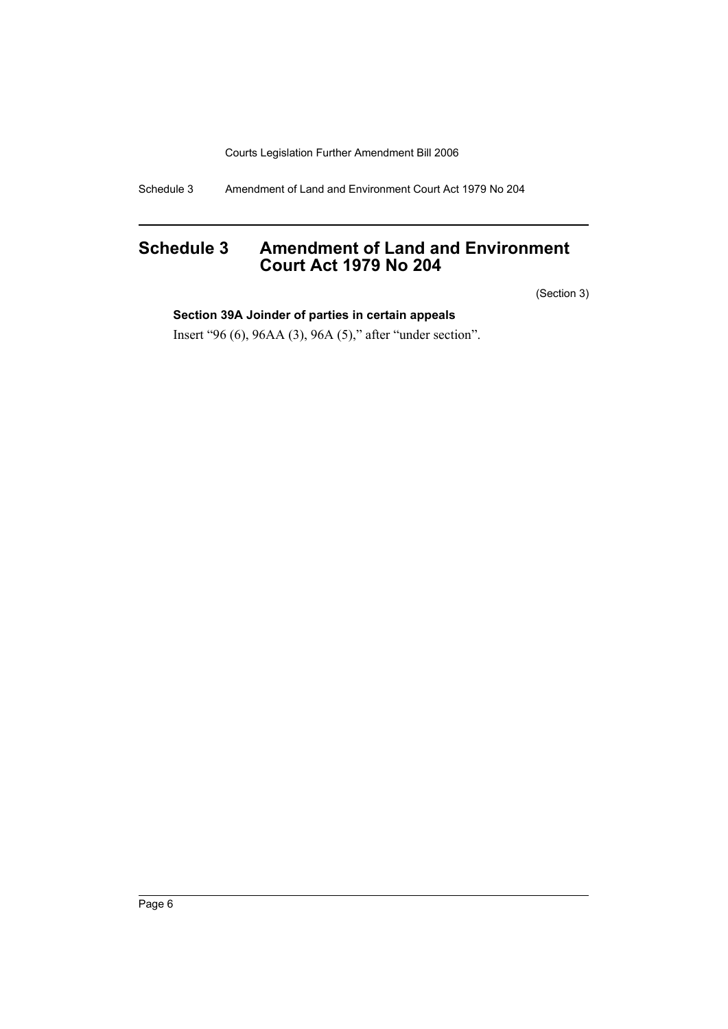# Schedule 3 Amendment of Land and Environment Court Act 1979 No 204

(Section 3)

**Section 39A Joinder of parties in certain appeals**

Insert "96 (6), 96AA (3), 96A (5)," after "under section".